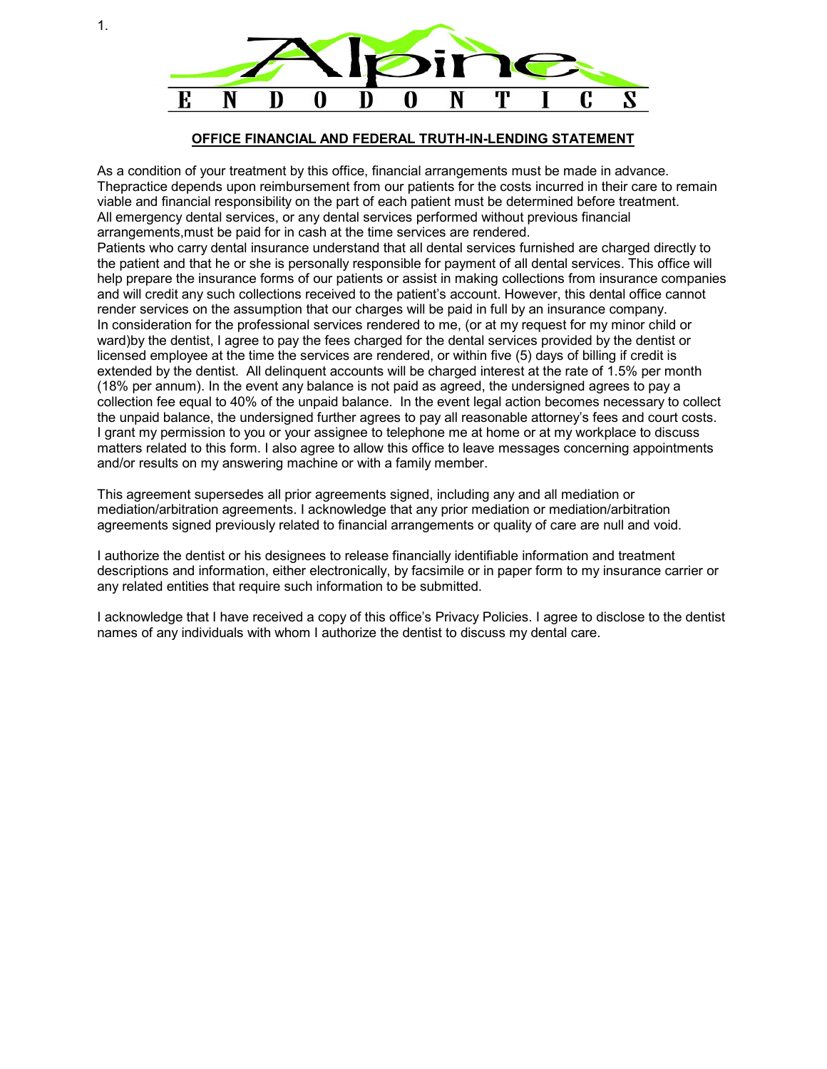# Alpine ENDODONTICS

## OFFICE FINANCIAL AND FEDERAL TRUTH-IN-LENDING STATEMENT

As a condition of your treatment by this office, financial arrangements must be made in advance. Thepractice depends upon reimbursement from our patients for the costs incurred in their care to remain viable and financial responsibility on the part of each patient must be determined before treatment. All emergency dental services, or any dental services performed without previous financial arrangements,must be paid for in cash at the time services are rendered.
Patients who carry dental insurance understand that all dental services furnished are charged directly to the patient and that he or she is personally responsible for payment of all dental services. This office will help prepare the insurance forms of our patients or assist in making collections from insurance companies and will credit any such collections received to the patient's account. However, this dental office cannot render services on the assumption that our charges will be paid in full by an insurance company.
In consideration for the professional services rendered to me, (or at my request for my minor child or ward)by the dentist, I agree to pay the fees charged for the dental services provided by the dentist or licensed employee at the time the services are rendered, or within five (5) days of billing if credit is extended by the dentist. All delinquent accounts will be charged interest at the rate of 1.5% per month (18% per annum). In the event any balance is not paid as agreed, the undersigned agrees to pay a collection fee equal to 40% of the unpaid balance. In the event legal action becomes necessary to collect the unpaid balance, the undersigned further agrees to pay all reasonable attorney's fees and court costs.
I grant my permission to you or your assignee to telephone me at home or at my workplace to discuss matters related to this form. I also agree to allow this office to leave messages concerning appointments and/or results on my answering machine or with a family member.

This agreement supersedes all prior agreements signed, including any and all mediation or mediation/arbitration agreements. I acknowledge that any prior mediation or mediation/arbitration agreements signed previously related to financial arrangements or quality of care are null and void.

I authorize the dentist or his designees to release financially identifiable information and treatment descriptions and information, either electronically, by facsimile or in paper form to my insurance carrier or any related entities that require such information to be submitted.

I acknowledge that I have received a copy of this office's Privacy Policies. I agree to disclose to the dentist names of any individuals with whom I authorize the dentist to discuss my dental care.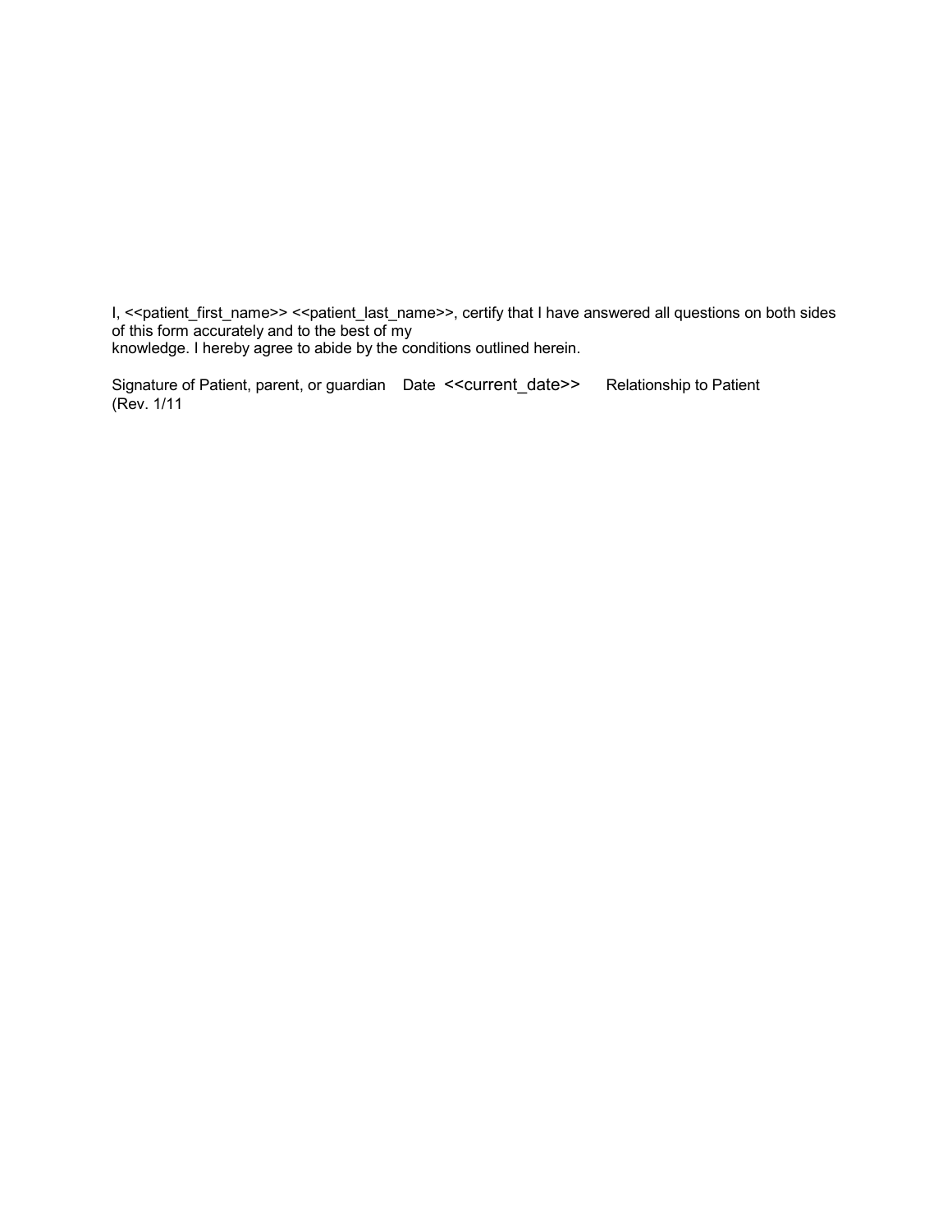I, <<patient_first_name>> <<patient_last_name>>, certify that I have answered all questions on both sides of this form accurately and to the best of my knowledge. I hereby agree to abide by the conditions outlined herein.

Signature of Patient, parent, or guardian    Date <<current_date>>    Relationship to Patient

(Rev. 1/11